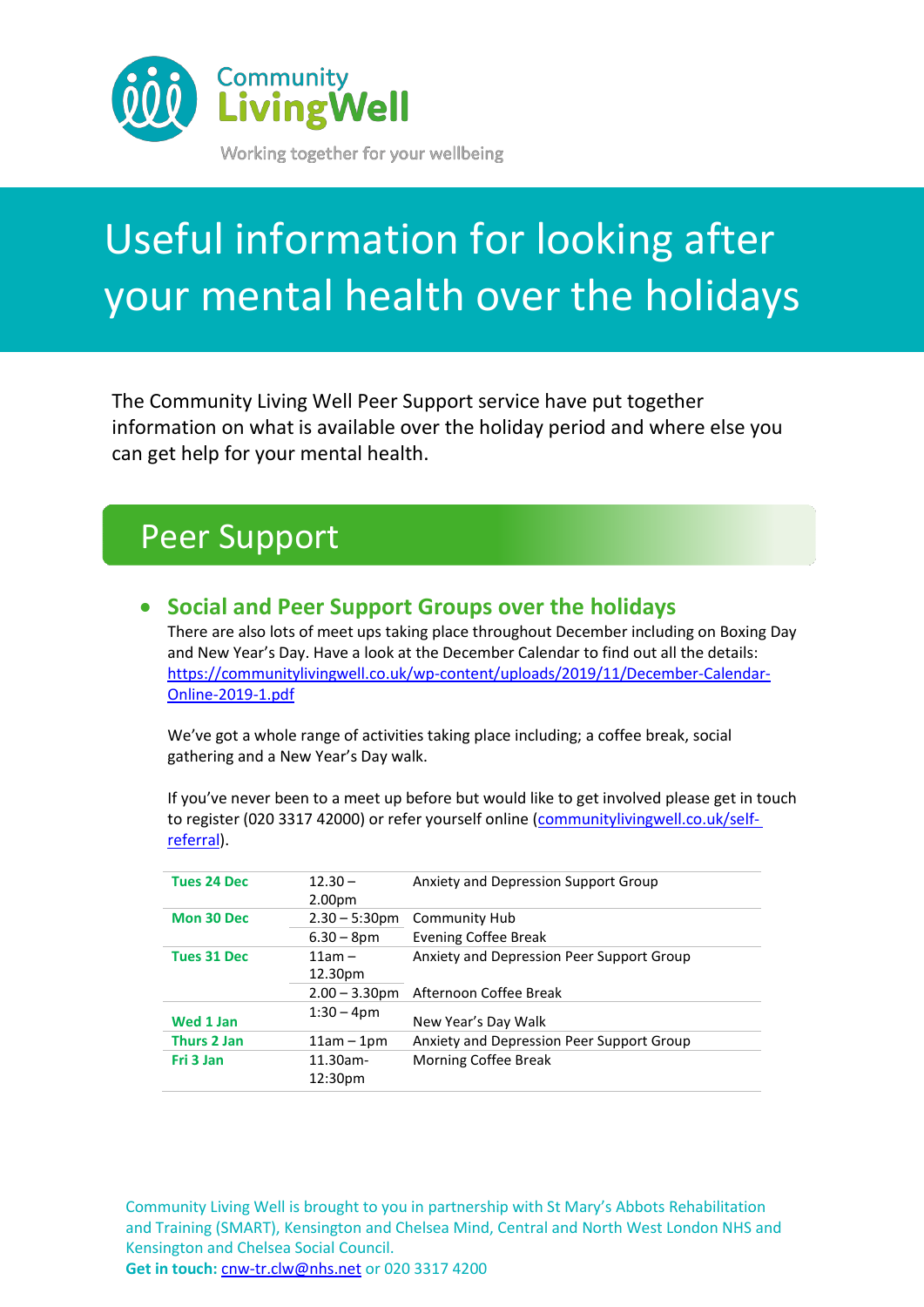Community LivingWell

Working together for your wellbeing

# Useful information for looking after your mental health over the holidays

The Community Living Well Peer Support service have put together information on what is available over the holiday period and where else you can get help for your mental health.

## Peer Support

- ### Social and Peer Support Groups over the holidays

  There are also lots of meet ups taking place throughout December including on Boxing Day and New Year's Day. Have a look at the December Calendar to find out all the details: [https://communitylivingwell.co.uk/wp-content/uploads/2019/11/December-Calendar-Online-2019-1.pdf](https://communitylivingwell.co.uk/wp-content/uploads/2019/11/December-Calendar-Online-2019-1.pdf)

  We've got a whole range of activities taking place including; a coffee break, social gathering and a New Year's Day walk.

  If you've never been to a meet up before but would like to get involved please get in touch to register (020 3317 42000) or refer yourself online ([communitylivingwell.co.uk/self-referral](communitylivingwell.co.uk/self-referral)).

| | | |
|---|---|---|
| **Tues 24 Dec** | 12.30 – 2.00pm | Anxiety and Depression Support Group |
| **Mon 30 Dec** | 2.30 – 5:30pm | Community Hub |
| | 6.30 – 8pm | Evening Coffee Break |
| **Tues 31 Dec** | 11am – 12.30pm | Anxiety and Depression Peer Support Group |
| | 2.00 – 3.30pm | Afternoon Coffee Break |
| **Wed 1 Jan** | 1:30 – 4pm | New Year's Day Walk |
| **Thurs 2 Jan** | 11am – 1pm | Anxiety and Depression Peer Support Group |
| **Fri 3 Jan** | 11.30am-12:30pm | Morning Coffee Break |

Community Living Well is brought to you in partnership with St Mary's Abbots Rehabilitation and Training (SMART), Kensington and Chelsea Mind, Central and North West London NHS and Kensington and Chelsea Social Council.

**Get in touch:** [cnw-tr.clw@nhs.net](mailto:cnw-tr.clw@nhs.net) or 020 3317 4200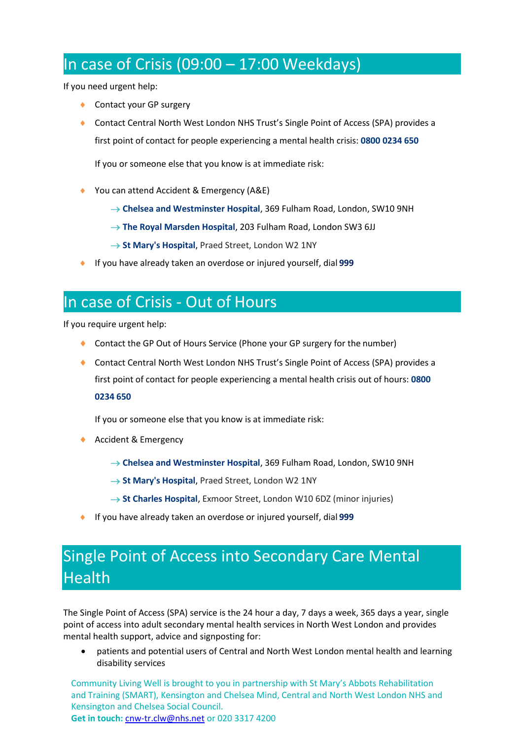## In case of Crisis (09:00 – 17:00 Weekdays)

If you need urgent help:

- Contact your GP surgery
- Contact Central North West London NHS Trust's Single Point of Access (SPA) provides a first point of contact for people experiencing a mental health crisis: **0800 0234 650**

  If you or someone else that you know is at immediate risk:

- You can attend Accident & Emergency (A&E)
  - → **Chelsea and Westminster Hospital**, 369 Fulham Road, London, SW10 9NH
  - → **The Royal Marsden Hospital**, 203 Fulham Road, London SW3 6JJ
  - → **St Mary's Hospital**, Praed Street, London W2 1NY
- If you have already taken an overdose or injured yourself, dial **999**

## In case of Crisis - Out of Hours

If you require urgent help:

- Contact the GP Out of Hours Service (Phone your GP surgery for the number)
- Contact Central North West London NHS Trust's Single Point of Access (SPA) provides a first point of contact for people experiencing a mental health crisis out of hours: **0800 0234 650**

  If you or someone else that you know is at immediate risk:

- Accident & Emergency
  - → **Chelsea and Westminster Hospital**, 369 Fulham Road, London, SW10 9NH
  - → **St Mary's Hospital**, Praed Street, London W2 1NY
  - → **St Charles Hospital**, Exmoor Street, London W10 6DZ (minor injuries)
- If you have already taken an overdose or injured yourself, dial **999**

## Single Point of Access into Secondary Care Mental Health

The Single Point of Access (SPA) service is the 24 hour a day, 7 days a week, 365 days a year, single point of access into adult secondary mental health services in North West London and provides mental health support, advice and signposting for:

- patients and potential users of Central and North West London mental health and learning disability services

Community Living Well is brought to you in partnership with St Mary's Abbots Rehabilitation and Training (SMART), Kensington and Chelsea Mind, Central and North West London NHS and Kensington and Chelsea Social Council.
**Get in touch:** cnw-tr.clw@nhs.net or 020 3317 4200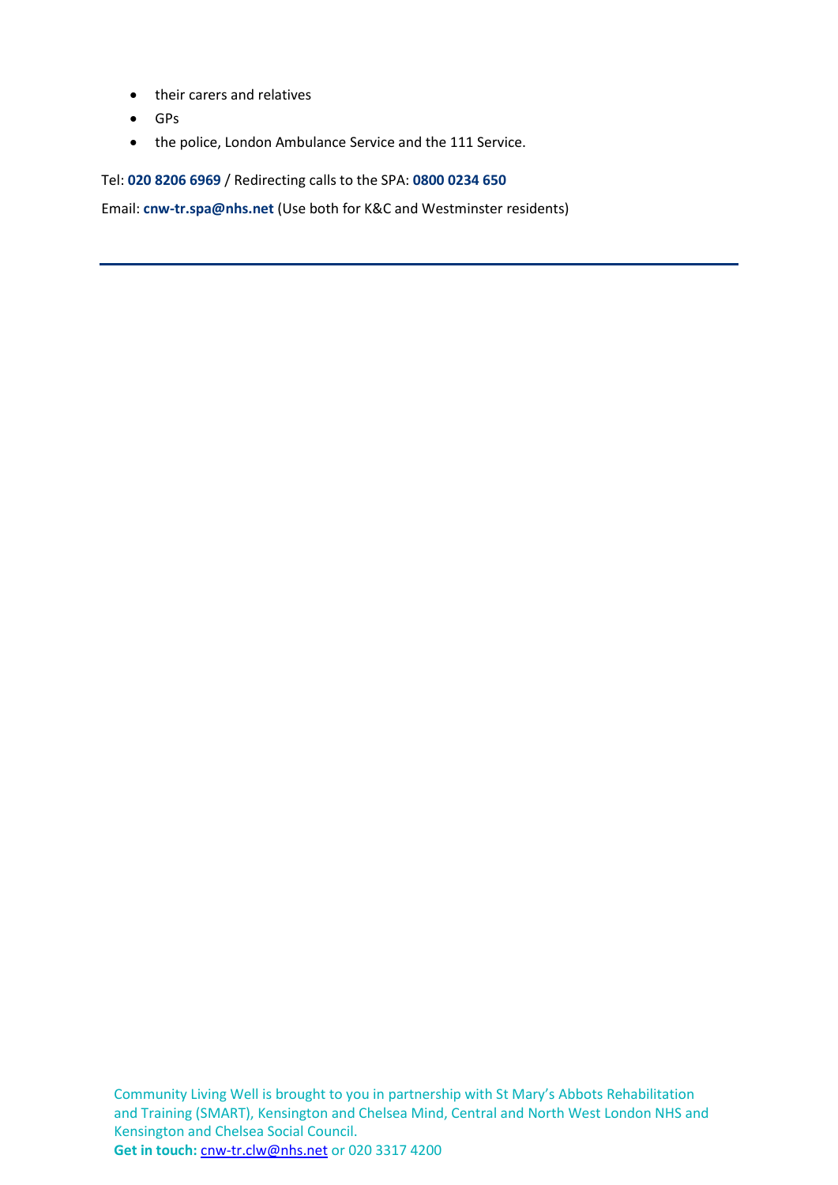- their carers and relatives
- GPs
- the police, London Ambulance Service and the 111 Service.

Tel: **020 8206 6969** / Redirecting calls to the SPA: **0800 0234 650**

Email: **cnw-tr.spa@nhs.net** (Use both for K&C and Westminster residents)

---

Community Living Well is brought to you in partnership with St Mary's Abbots Rehabilitation and Training (SMART), Kensington and Chelsea Mind, Central and North West London NHS and Kensington and Chelsea Social Council.
**Get in touch:** cnw-tr.clw@nhs.net or 020 3317 4200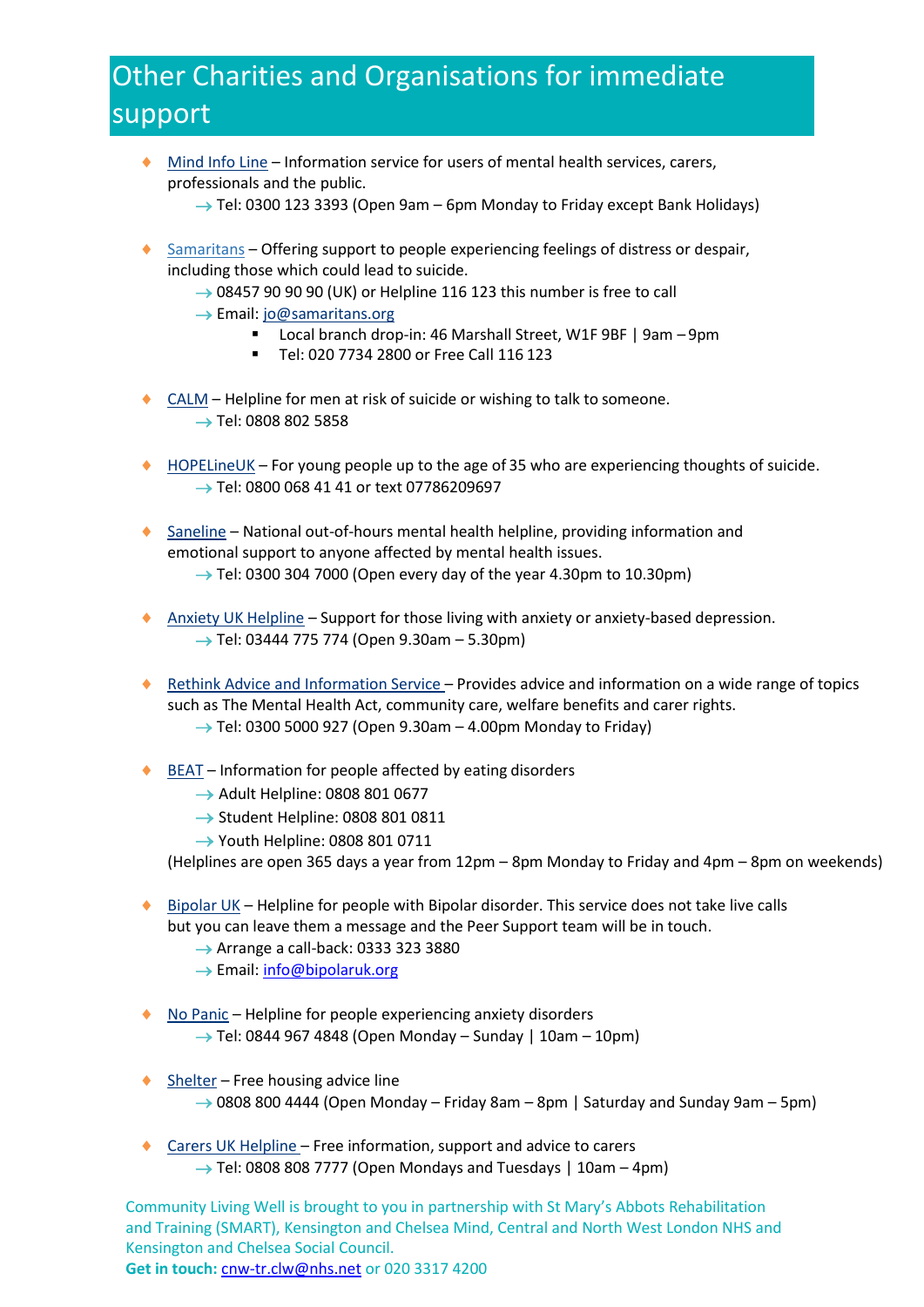# Other Charities and Organisations for immediate support

- Mind Info Line – Information service for users of mental health services, carers, professionals and the public.
    - → Tel: 0300 123 3393 (Open 9am – 6pm Monday to Friday except Bank Holidays)

- Samaritans – Offering support to people experiencing feelings of distress or despair, including those which could lead to suicide.
    - → 08457 90 90 90 (UK) or Helpline 116 123 this number is free to call
    - → Email: jo@samaritans.org
        - Local branch drop-in: 46 Marshall Street, W1F 9BF | 9am – 9pm
        - Tel: 020 7734 2800 or Free Call 116 123

- CALM – Helpline for men at risk of suicide or wishing to talk to someone.
    - → Tel: 0808 802 5858

- HOPELineUK – For young people up to the age of 35 who are experiencing thoughts of suicide.
    - → Tel: 0800 068 41 41 or text 07786209697

- Saneline – National out-of-hours mental health helpline, providing information and emotional support to anyone affected by mental health issues.
    - → Tel: 0300 304 7000 (Open every day of the year 4.30pm to 10.30pm)

- Anxiety UK Helpline – Support for those living with anxiety or anxiety-based depression.
    - → Tel: 03444 775 774 (Open 9.30am – 5.30pm)

- Rethink Advice and Information Service – Provides advice and information on a wide range of topics such as The Mental Health Act, community care, welfare benefits and carer rights.
    - → Tel: 0300 5000 927 (Open 9.30am – 4.00pm Monday to Friday)

- BEAT – Information for people affected by eating disorders
    - → Adult Helpline: 0808 801 0677
    - → Student Helpline: 0808 801 0811
    - → Youth Helpline: 0808 801 0711

  (Helplines are open 365 days a year from 12pm – 8pm Monday to Friday and 4pm – 8pm on weekends)

- Bipolar UK – Helpline for people with Bipolar disorder. This service does not take live calls but you can leave them a message and the Peer Support team will be in touch.
    - → Arrange a call-back: 0333 323 3880
    - → Email: info@bipolaruk.org

- No Panic – Helpline for people experiencing anxiety disorders
    - → Tel: 0844 967 4848 (Open Monday – Sunday | 10am – 10pm)

- Shelter – Free housing advice line
    - → 0808 800 4444 (Open Monday – Friday 8am – 8pm | Saturday and Sunday 9am – 5pm)

- Carers UK Helpline – Free information, support and advice to carers
    - → Tel: 0808 808 7777 (Open Mondays and Tuesdays | 10am – 4pm)

Community Living Well is brought to you in partnership with St Mary's Abbots Rehabilitation and Training (SMART), Kensington and Chelsea Mind, Central and North West London NHS and Kensington and Chelsea Social Council.

**Get in touch:** cnw-tr.clw@nhs.net or 020 3317 4200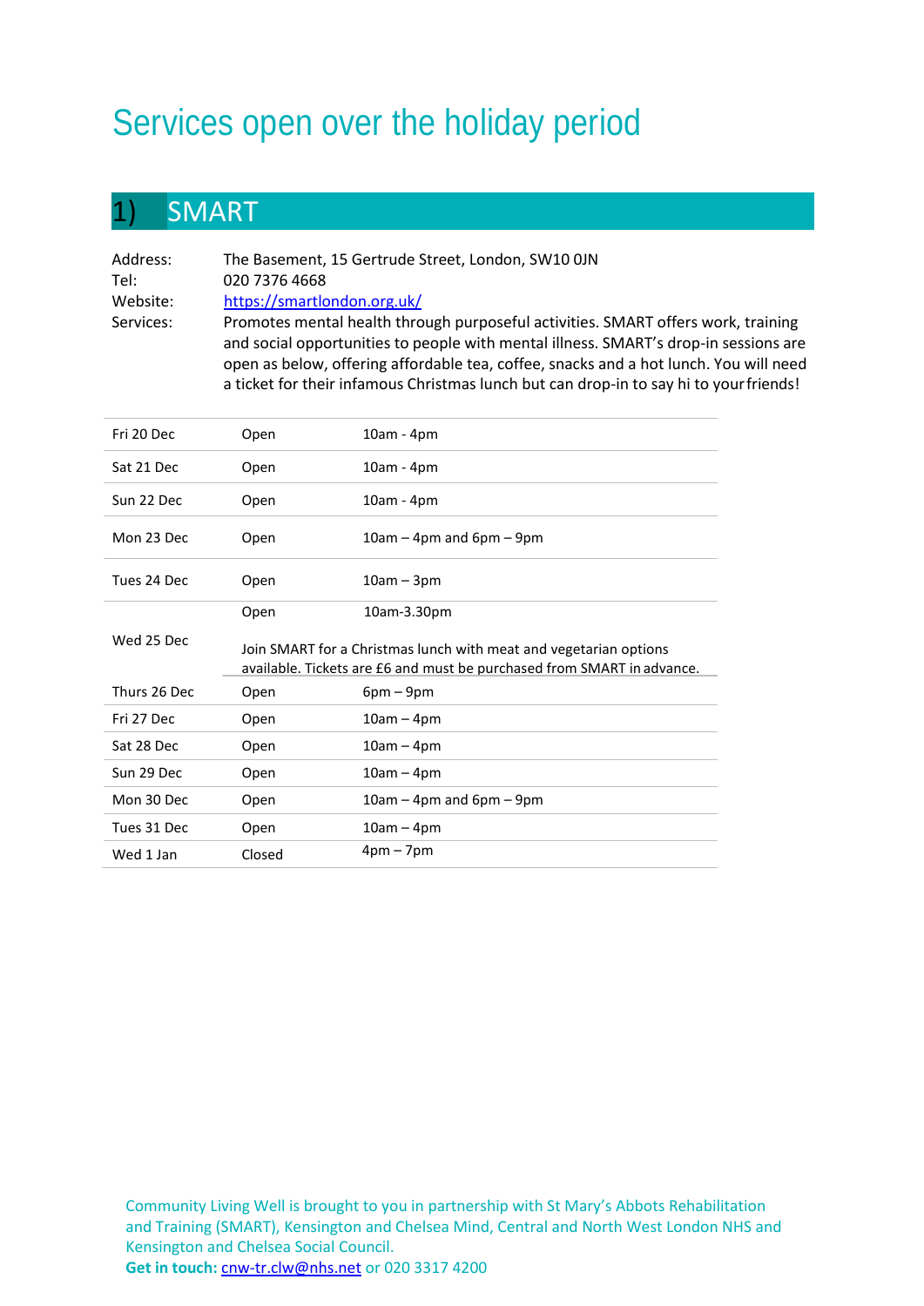# Services open over the holiday period

## 1) SMART

Address: The Basement, 15 Gertrude Street, London, SW10 0JN
Tel: 020 7376 4668
Website: https://smartlondon.org.uk/
Services: Promotes mental health through purposeful activities. SMART offers work, training and social opportunities to people with mental illness. SMART's drop-in sessions are open as below, offering affordable tea, coffee, snacks and a hot lunch. You will need a ticket for their infamous Christmas lunch but can drop-in to say hi to your friends!

| | | |
|---|---|---|
| Fri 20 Dec | Open | 10am - 4pm |
| Sat 21 Dec | Open | 10am - 4pm |
| Sun 22 Dec | Open | 10am - 4pm |
| Mon 23 Dec | Open | 10am – 4pm and 6pm – 9pm |
| Tues 24 Dec | Open | 10am – 3pm |
| Wed 25 Dec | Open | 10am-3.30pm<br>Join SMART for a Christmas lunch with meat and vegetarian options available. Tickets are £6 and must be purchased from SMART in advance. |
| Thurs 26 Dec | Open | 6pm – 9pm |
| Fri 27 Dec | Open | 10am – 4pm |
| Sat 28 Dec | Open | 10am – 4pm |
| Sun 29 Dec | Open | 10am – 4pm |
| Mon 30 Dec | Open | 10am – 4pm and 6pm – 9pm |
| Tues 31 Dec | Open | 10am – 4pm |
| Wed 1 Jan | Closed | 4pm – 7pm |

Community Living Well is brought to you in partnership with St Mary's Abbots Rehabilitation and Training (SMART), Kensington and Chelsea Mind, Central and North West London NHS and Kensington and Chelsea Social Council.
**Get in touch:** cnw-tr.clw@nhs.net or 020 3317 4200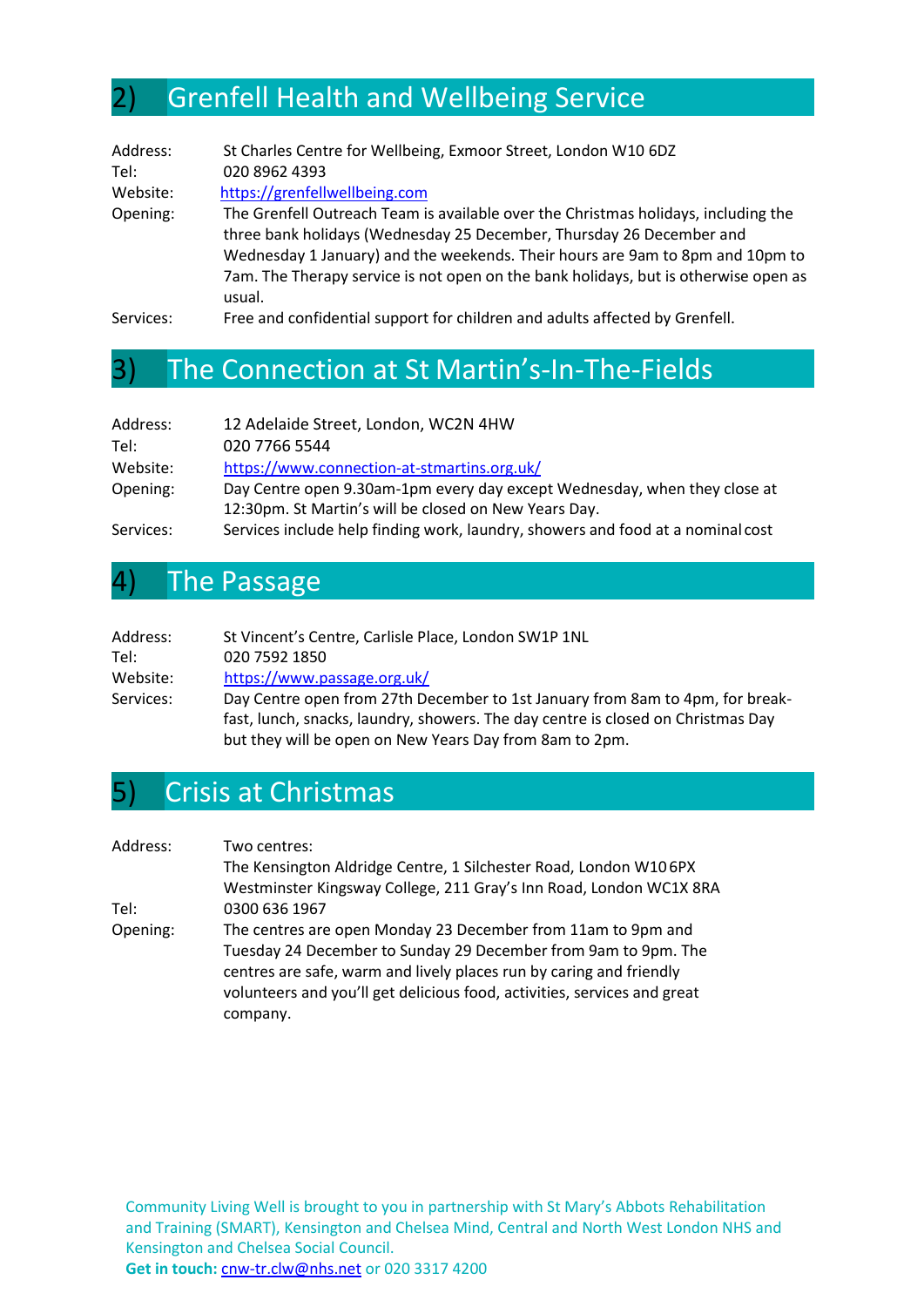## 2) Grenfell Health and Wellbeing Service

Address: St Charles Centre for Wellbeing, Exmoor Street, London W10 6DZ
Tel: 020 8962 4393
Website: https://grenfellwellbeing.com
Opening: The Grenfell Outreach Team is available over the Christmas holidays, including the three bank holidays (Wednesday 25 December, Thursday 26 December and Wednesday 1 January) and the weekends. Their hours are 9am to 8pm and 10pm to 7am. The Therapy service is not open on the bank holidays, but is otherwise open as usual.
Services: Free and confidential support for children and adults affected by Grenfell.

## 3) The Connection at St Martin's-In-The-Fields

Address: 12 Adelaide Street, London, WC2N 4HW
Tel: 020 7766 5544
Website: https://www.connection-at-stmartins.org.uk/
Opening: Day Centre open 9.30am-1pm every day except Wednesday, when they close at 12:30pm. St Martin's will be closed on New Years Day.
Services: Services include help finding work, laundry, showers and food at a nominal cost

## 4) The Passage

Address: St Vincent's Centre, Carlisle Place, London SW1P 1NL
Tel: 020 7592 1850
Website: https://www.passage.org.uk/
Services: Day Centre open from 27th December to 1st January from 8am to 4pm, for breakfast, lunch, snacks, laundry, showers. The day centre is closed on Christmas Day but they will be open on New Years Day from 8am to 2pm.

## 5) Crisis at Christmas

Address: Two centres:
The Kensington Aldridge Centre, 1 Silchester Road, London W10 6PX
Westminster Kingsway College, 211 Gray's Inn Road, London WC1X 8RA
Tel: 0300 636 1967
Opening: The centres are open Monday 23 December from 11am to 9pm and Tuesday 24 December to Sunday 29 December from 9am to 9pm. The centres are safe, warm and lively places run by caring and friendly volunteers and you'll get delicious food, activities, services and great company.

Community Living Well is brought to you in partnership with St Mary's Abbots Rehabilitation and Training (SMART), Kensington and Chelsea Mind, Central and North West London NHS and Kensington and Chelsea Social Council.
**Get in touch:** cnw-tr.clw@nhs.net or 020 3317 4200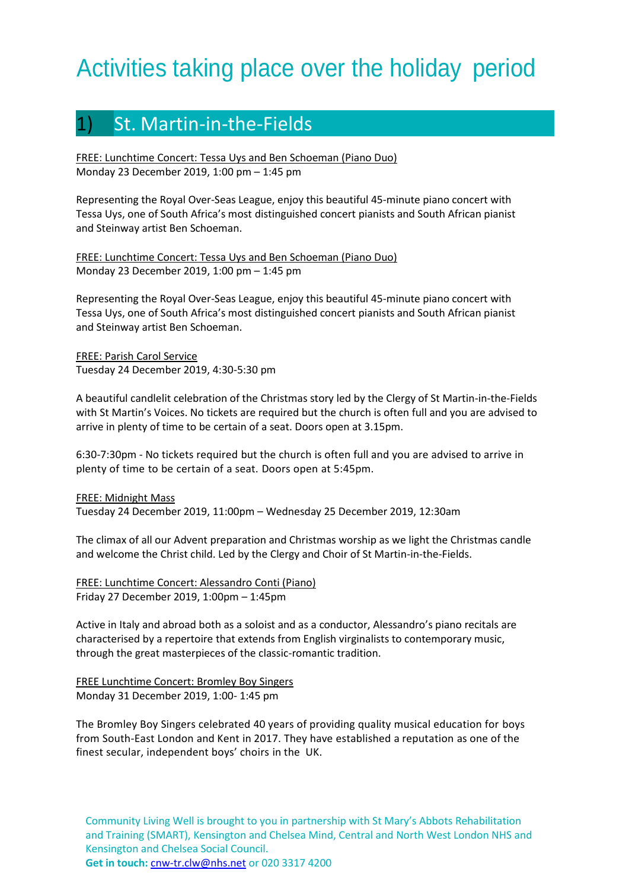# Activities taking place over the holiday period

## 1) St. Martin-in-the-Fields

FREE: Lunchtime Concert: Tessa Uys and Ben Schoeman (Piano Duo)
Monday 23 December 2019, 1:00 pm – 1:45 pm

Representing the Royal Over-Seas League, enjoy this beautiful 45-minute piano concert with Tessa Uys, one of South Africa's most distinguished concert pianists and South African pianist and Steinway artist Ben Schoeman.

FREE: Lunchtime Concert: Tessa Uys and Ben Schoeman (Piano Duo)
Monday 23 December 2019, 1:00 pm – 1:45 pm

Representing the Royal Over-Seas League, enjoy this beautiful 45-minute piano concert with Tessa Uys, one of South Africa's most distinguished concert pianists and South African pianist and Steinway artist Ben Schoeman.

FREE: Parish Carol Service
Tuesday 24 December 2019, 4:30-5:30 pm

A beautiful candlelit celebration of the Christmas story led by the Clergy of St Martin-in-the-Fields with St Martin's Voices. No tickets are required but the church is often full and you are advised to arrive in plenty of time to be certain of a seat. Doors open at 3.15pm.

6:30-7:30pm - No tickets required but the church is often full and you are advised to arrive in plenty of time to be certain of a seat. Doors open at 5:45pm.

FREE: Midnight Mass
Tuesday 24 December 2019, 11:00pm – Wednesday 25 December 2019, 12:30am

The climax of all our Advent preparation and Christmas worship as we light the Christmas candle and welcome the Christ child. Led by the Clergy and Choir of St Martin-in-the-Fields.

FREE: Lunchtime Concert: Alessandro Conti (Piano)
Friday 27 December 2019, 1:00pm – 1:45pm

Active in Italy and abroad both as a soloist and as a conductor, Alessandro's piano recitals are characterised by a repertoire that extends from English virginalists to contemporary music, through the great masterpieces of the classic-romantic tradition.

FREE Lunchtime Concert: Bromley Boy Singers
Monday 31 December 2019, 1:00- 1:45 pm

The Bromley Boy Singers celebrated 40 years of providing quality musical education for boys from South-East London and Kent in 2017. They have established a reputation as one of the finest secular, independent boys' choirs in the UK.

Community Living Well is brought to you in partnership with St Mary's Abbots Rehabilitation and Training (SMART), Kensington and Chelsea Mind, Central and North West London NHS and Kensington and Chelsea Social Council.
**Get in touch:** cnw-tr.clw@nhs.net or 020 3317 4200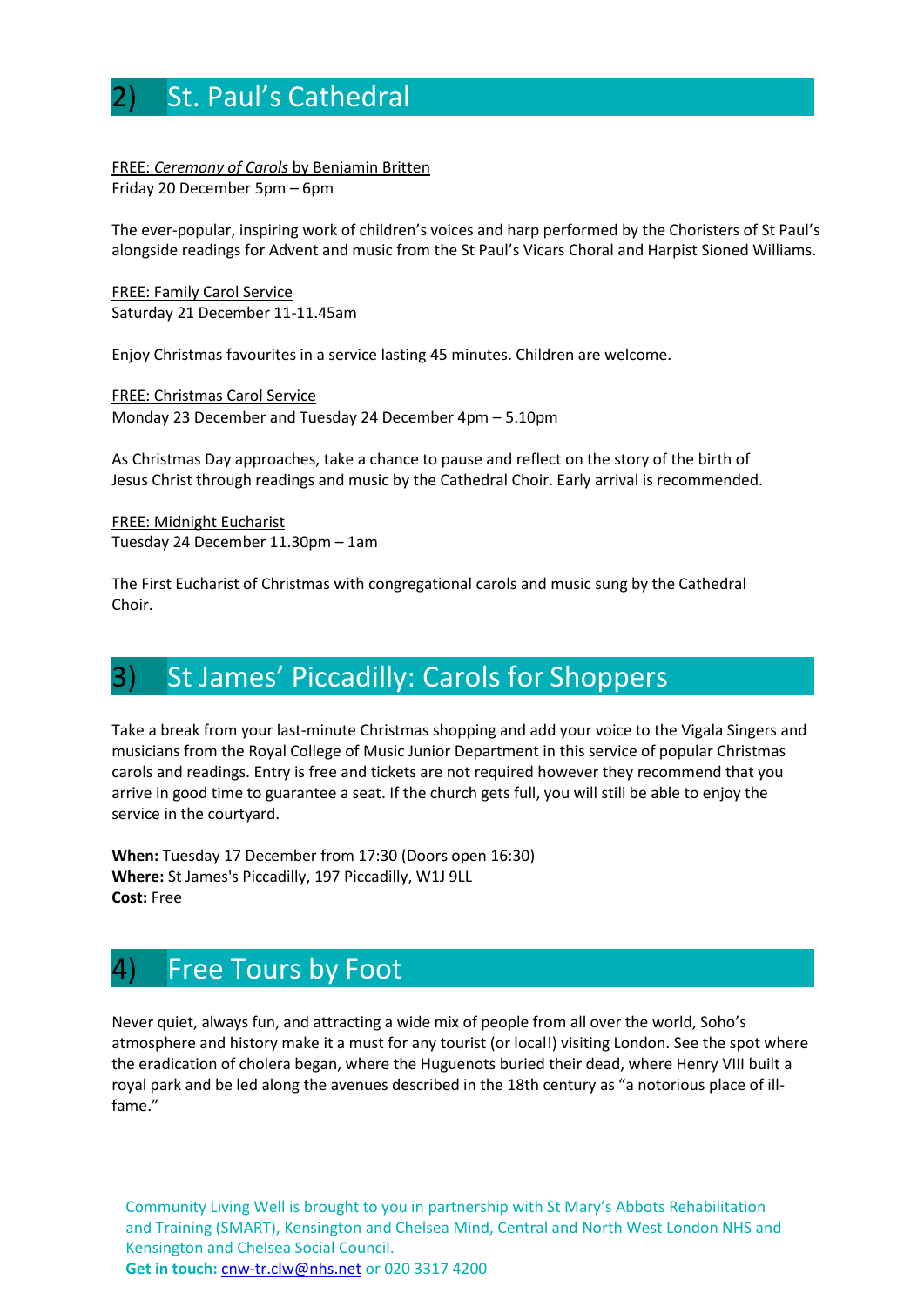## 2) St. Paul's Cathedral

FREE: *Ceremony of Carols* by Benjamin Britten
Friday 20 December 5pm – 6pm

The ever-popular, inspiring work of children's voices and harp performed by the Choristers of St Paul's alongside readings for Advent and music from the St Paul's Vicars Choral and Harpist Sioned Williams.

FREE: Family Carol Service
Saturday 21 December 11-11.45am

Enjoy Christmas favourites in a service lasting 45 minutes. Children are welcome.

FREE: Christmas Carol Service
Monday 23 December and Tuesday 24 December 4pm – 5.10pm

As Christmas Day approaches, take a chance to pause and reflect on the story of the birth of Jesus Christ through readings and music by the Cathedral Choir. Early arrival is recommended.

FREE: Midnight Eucharist
Tuesday 24 December 11.30pm – 1am

The First Eucharist of Christmas with congregational carols and music sung by the Cathedral Choir.

## 3) St James' Piccadilly: Carols for Shoppers

Take a break from your last-minute Christmas shopping and add your voice to the Vigala Singers and musicians from the Royal College of Music Junior Department in this service of popular Christmas carols and readings. Entry is free and tickets are not required however they recommend that you arrive in good time to guarantee a seat. If the church gets full, you will still be able to enjoy the service in the courtyard.

**When:** Tuesday 17 December from 17:30 (Doors open 16:30)
**Where:** St James's Piccadilly, 197 Piccadilly, W1J 9LL
**Cost:** Free

## 4) Free Tours by Foot

Never quiet, always fun, and attracting a wide mix of people from all over the world, Soho's atmosphere and history make it a must for any tourist (or local!) visiting London. See the spot where the eradication of cholera began, where the Huguenots buried their dead, where Henry VIII built a royal park and be led along the avenues described in the 18th century as "a notorious place of ill-fame."

Community Living Well is brought to you in partnership with St Mary's Abbots Rehabilitation and Training (SMART), Kensington and Chelsea Mind, Central and North West London NHS and Kensington and Chelsea Social Council.
**Get in touch:** cnw-tr.clw@nhs.net or 020 3317 4200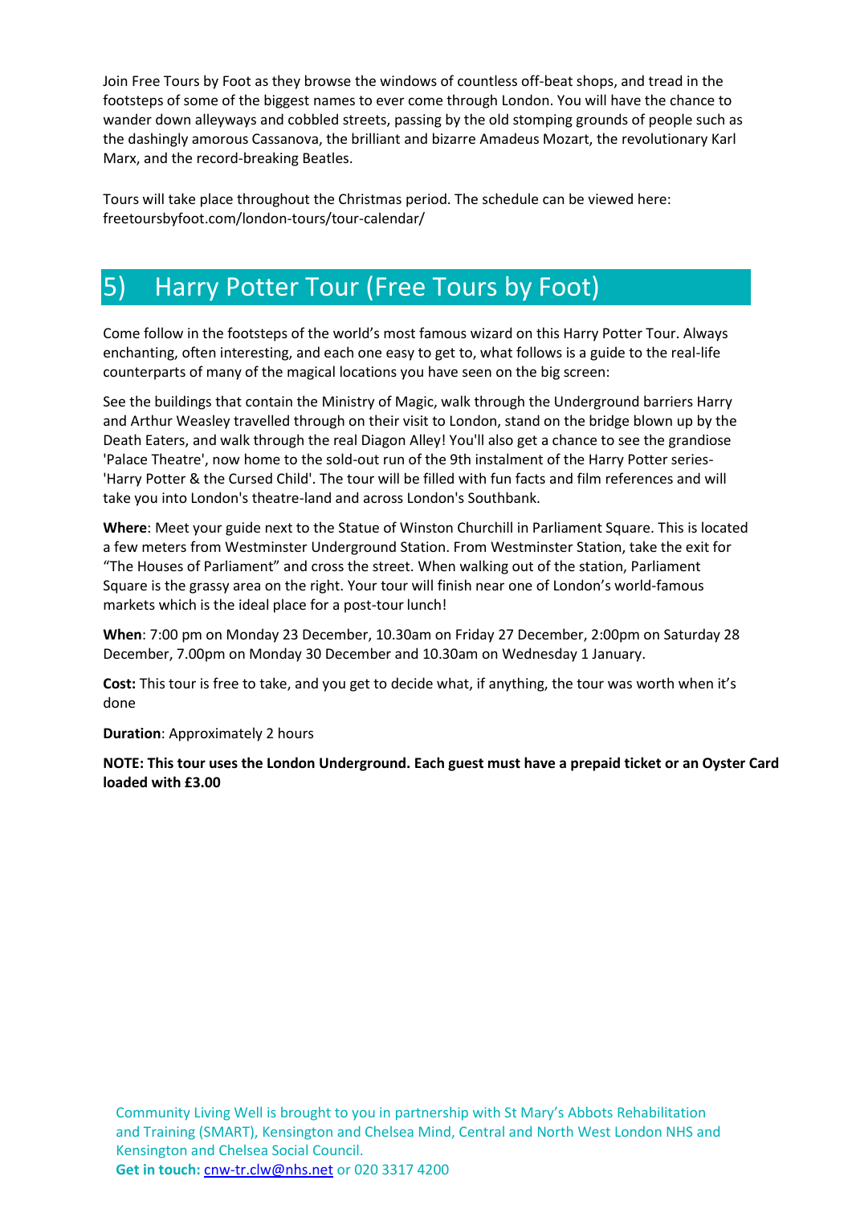Join Free Tours by Foot as they browse the windows of countless off-beat shops, and tread in the footsteps of some of the biggest names to ever come through London. You will have the chance to wander down alleyways and cobbled streets, passing by the old stomping grounds of people such as the dashingly amorous Cassanova, the brilliant and bizarre Amadeus Mozart, the revolutionary Karl Marx, and the record-breaking Beatles.

Tours will take place throughout the Christmas period. The schedule can be viewed here: freetoursbyfoot.com/london-tours/tour-calendar/

## 5) Harry Potter Tour (Free Tours by Foot)

Come follow in the footsteps of the world's most famous wizard on this Harry Potter Tour. Always enchanting, often interesting, and each one easy to get to, what follows is a guide to the real-life counterparts of many of the magical locations you have seen on the big screen:

See the buildings that contain the Ministry of Magic, walk through the Underground barriers Harry and Arthur Weasley travelled through on their visit to London, stand on the bridge blown up by the Death Eaters, and walk through the real Diagon Alley! You'll also get a chance to see the grandiose 'Palace Theatre', now home to the sold-out run of the 9th instalment of the Harry Potter series- 'Harry Potter & the Cursed Child'. The tour will be filled with fun facts and film references and will take you into London's theatre-land and across London's Southbank.

**Where**: Meet your guide next to the Statue of Winston Churchill in Parliament Square. This is located a few meters from Westminster Underground Station. From Westminster Station, take the exit for "The Houses of Parliament" and cross the street. When walking out of the station, Parliament Square is the grassy area on the right. Your tour will finish near one of London's world-famous markets which is the ideal place for a post-tour lunch!

**When**: 7:00 pm on Monday 23 December, 10.30am on Friday 27 December, 2:00pm on Saturday 28 December, 7.00pm on Monday 30 December and 10.30am on Wednesday 1 January.

**Cost:** This tour is free to take, and you get to decide what, if anything, the tour was worth when it's done

**Duration**: Approximately 2 hours

**NOTE: This tour uses the London Underground. Each guest must have a prepaid ticket or an Oyster Card loaded with £3.00**

Community Living Well is brought to you in partnership with St Mary's Abbots Rehabilitation and Training (SMART), Kensington and Chelsea Mind, Central and North West London NHS and Kensington and Chelsea Social Council.
**Get in touch:** cnw-tr.clw@nhs.net or 020 3317 4200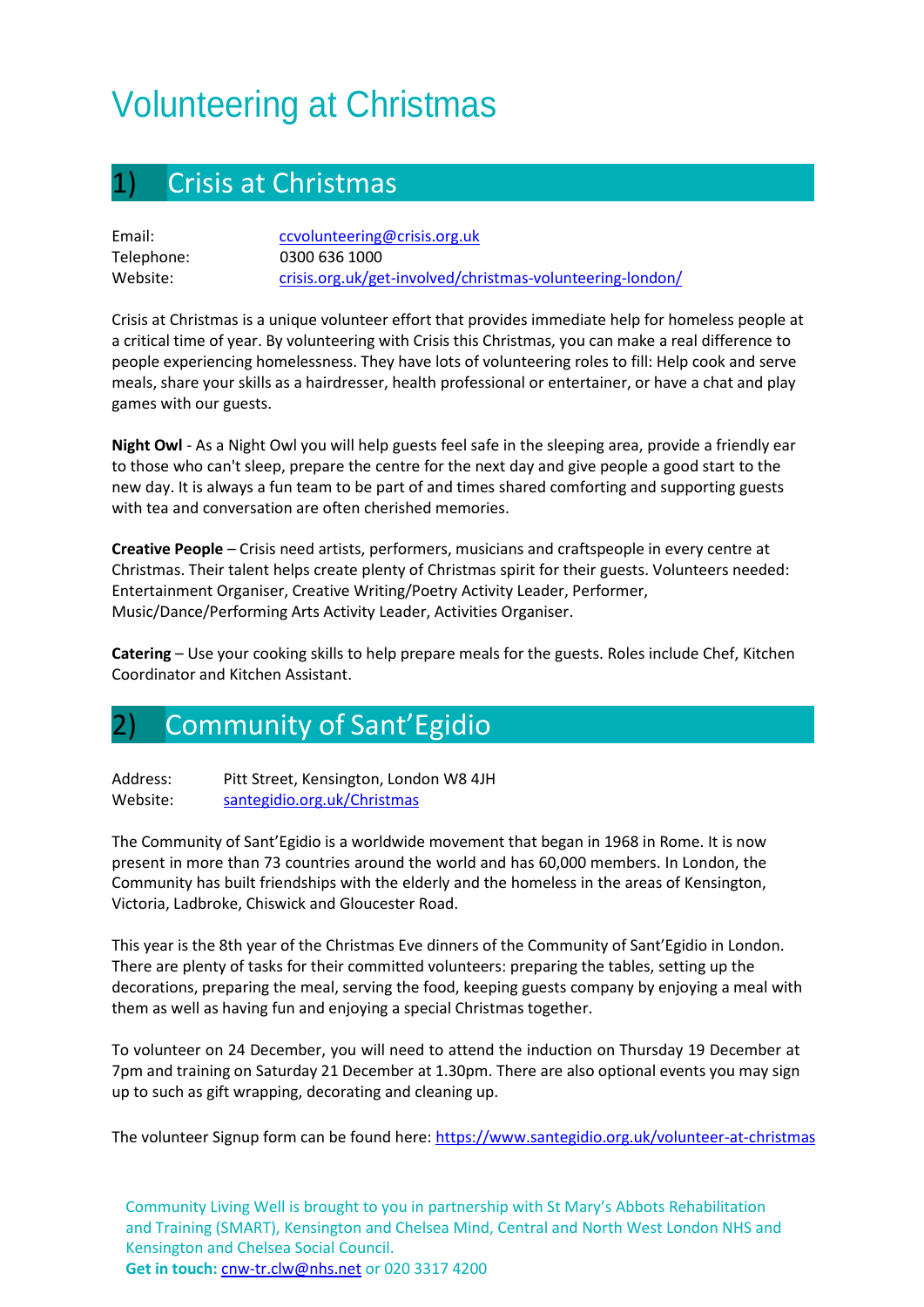# Volunteering at Christmas

## 1) Crisis at Christmas

| | |
|---|---|
| Email: | ccvolunteering@crisis.org.uk |
| Telephone: | 0300 636 1000 |
| Website: | crisis.org.uk/get-involved/christmas-volunteering-london/ |

Crisis at Christmas is a unique volunteer effort that provides immediate help for homeless people at a critical time of year. By volunteering with Crisis this Christmas, you can make a real difference to people experiencing homelessness. They have lots of volunteering roles to fill: Help cook and serve meals, share your skills as a hairdresser, health professional or entertainer, or have a chat and play games with our guests.

**Night Owl** - As a Night Owl you will help guests feel safe in the sleeping area, provide a friendly ear to those who can't sleep, prepare the centre for the next day and give people a good start to the new day. It is always a fun team to be part of and times shared comforting and supporting guests with tea and conversation are often cherished memories.

**Creative People** – Crisis need artists, performers, musicians and craftspeople in every centre at Christmas. Their talent helps create plenty of Christmas spirit for their guests. Volunteers needed: Entertainment Organiser, Creative Writing/Poetry Activity Leader, Performer, Music/Dance/Performing Arts Activity Leader, Activities Organiser.

**Catering** – Use your cooking skills to help prepare meals for the guests. Roles include Chef, Kitchen Coordinator and Kitchen Assistant.

## 2) Community of Sant'Egidio

| | |
|---|---|
| Address: | Pitt Street, Kensington, London W8 4JH |
| Website: | santegidio.org.uk/Christmas |

The Community of Sant'Egidio is a worldwide movement that began in 1968 in Rome. It is now present in more than 73 countries around the world and has 60,000 members. In London, the Community has built friendships with the elderly and the homeless in the areas of Kensington, Victoria, Ladbroke, Chiswick and Gloucester Road.

This year is the 8th year of the Christmas Eve dinners of the Community of Sant'Egidio in London. There are plenty of tasks for their committed volunteers: preparing the tables, setting up the decorations, preparing the meal, serving the food, keeping guests company by enjoying a meal with them as well as having fun and enjoying a special Christmas together.

To volunteer on 24 December, you will need to attend the induction on Thursday 19 December at 7pm and training on Saturday 21 December at 1.30pm. There are also optional events you may sign up to such as gift wrapping, decorating and cleaning up.

The volunteer Signup form can be found here: https://www.santegidio.org.uk/volunteer-at-christmas

Community Living Well is brought to you in partnership with St Mary's Abbots Rehabilitation and Training (SMART), Kensington and Chelsea Mind, Central and North West London NHS and Kensington and Chelsea Social Council.
**Get in touch:** cnw-tr.clw@nhs.net or 020 3317 4200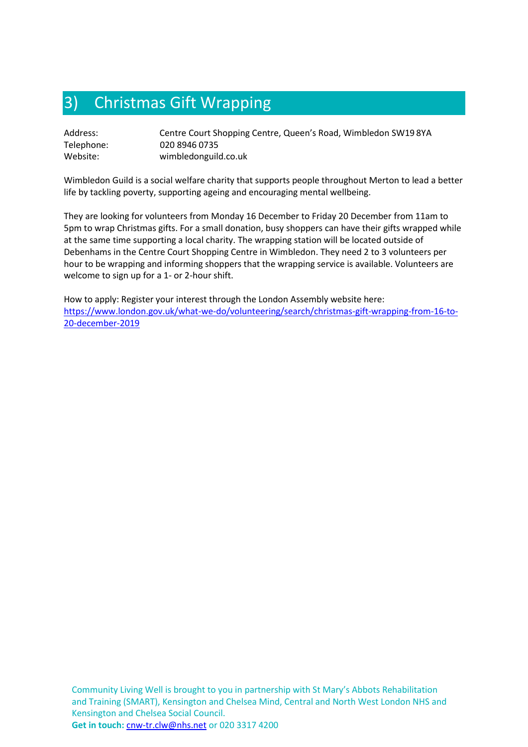## 3) Christmas Gift Wrapping

| | |
|---|---|
| Address: | Centre Court Shopping Centre, Queen's Road, Wimbledon SW19 8YA |
| Telephone: | 020 8946 0735 |
| Website: | wimbledonguild.co.uk |

Wimbledon Guild is a social welfare charity that supports people throughout Merton to lead a better life by tackling poverty, supporting ageing and encouraging mental wellbeing.

They are looking for volunteers from Monday 16 December to Friday 20 December from 11am to 5pm to wrap Christmas gifts. For a small donation, busy shoppers can have their gifts wrapped while at the same time supporting a local charity. The wrapping station will be located outside of Debenhams in the Centre Court Shopping Centre in Wimbledon. They need 2 to 3 volunteers per hour to be wrapping and informing shoppers that the wrapping service is available. Volunteers are welcome to sign up for a 1- or 2-hour shift.

How to apply: Register your interest through the London Assembly website here: [https://www.london.gov.uk/what-we-do/volunteering/search/christmas-gift-wrapping-from-16-to-20-december-2019](https://www.london.gov.uk/what-we-do/volunteering/search/christmas-gift-wrapping-from-16-to-20-december-2019)

Community Living Well is brought to you in partnership with St Mary's Abbots Rehabilitation and Training (SMART), Kensington and Chelsea Mind, Central and North West London NHS and Kensington and Chelsea Social Council.
**Get in touch:** cnw-tr.clw@nhs.net or 020 3317 4200